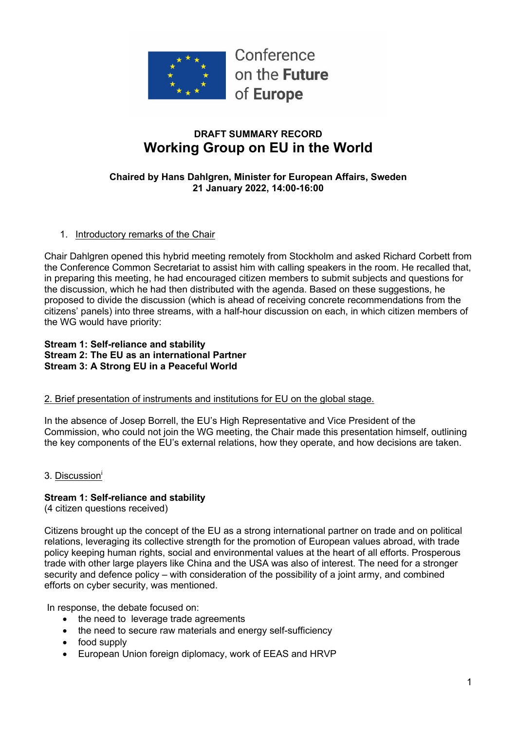Conference on the Future of Europe

**DRAFT SUMMARY RECORD**

# Working Group on EU in the World

**Chaired by Hans Dahlgren, Minister for European Affairs, Sweden**
**21 January 2022, 14:00-16:00**

1. Introductory remarks of the Chair

Chair Dahlgren opened this hybrid meeting remotely from Stockholm and asked Richard Corbett from the Conference Common Secretariat to assist him with calling speakers in the room. He recalled that, in preparing this meeting, he had encouraged citizen members to submit subjects and questions for the discussion, which he had then distributed with the agenda. Based on these suggestions, he proposed to divide the discussion (which is ahead of receiving concrete recommendations from the citizens' panels) into three streams, with a half-hour discussion on each, in which citizen members of the WG would have priority:

**Stream 1: Self-reliance and stability**
**Stream 2: The EU as an international Partner**
**Stream 3: A Strong EU in a Peaceful World**

2. Brief presentation of instruments and institutions for EU on the global stage.

In the absence of Josep Borrell, the EU's High Representative and Vice President of the Commission, who could not join the WG meeting, the Chair made this presentation himself, outlining the key components of the EU's external relations, how they operate, and how decisions are taken.

3. Discussion[i]

**Stream 1: Self-reliance and stability**
(4 citizen questions received)

Citizens brought up the concept of the EU as a strong international partner on trade and on political relations, leveraging its collective strength for the promotion of European values abroad, with trade policy keeping human rights, social and environmental values at the heart of all efforts. Prosperous trade with other large players like China and the USA was also of interest. The need for a stronger security and defence policy – with consideration of the possibility of a joint army, and combined efforts on cyber security, was mentioned.

In response, the debate focused on:

- the need to leverage trade agreements
- the need to secure raw materials and energy self-sufficiency
- food supply
- European Union foreign diplomacy, work of EEAS and HRVP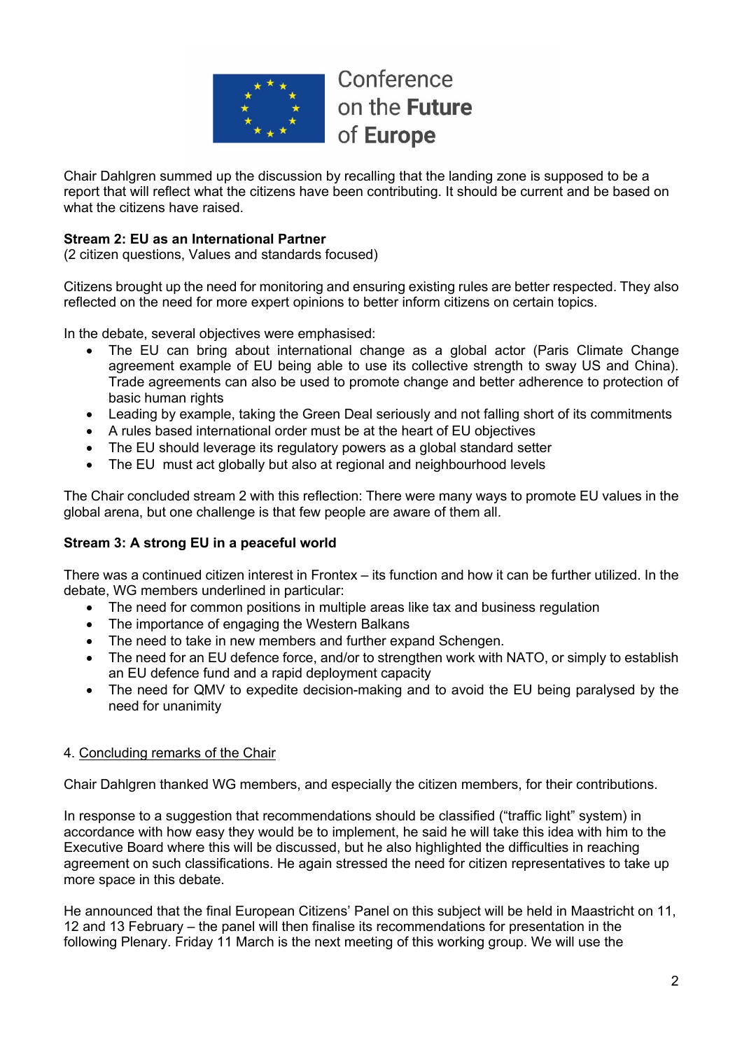Chair Dahlgren summed up the discussion by recalling that the landing zone is supposed to be a report that will reflect what the citizens have been contributing. It should be current and be based on what the citizens have raised.

**Stream 2: EU as an International Partner**
(2 citizen questions, Values and standards focused)

Citizens brought up the need for monitoring and ensuring existing rules are better respected. They also reflected on the need for more expert opinions to better inform citizens on certain topics.

In the debate, several objectives were emphasised:

- The EU can bring about international change as a global actor (Paris Climate Change agreement example of EU being able to use its collective strength to sway US and China). Trade agreements can also be used to promote change and better adherence to protection of basic human rights
- Leading by example, taking the Green Deal seriously and not falling short of its commitments
- A rules based international order must be at the heart of EU objectives
- The EU should leverage its regulatory powers as a global standard setter
- The EU must act globally but also at regional and neighbourhood levels

The Chair concluded stream 2 with this reflection: There were many ways to promote EU values in the global arena, but one challenge is that few people are aware of them all.

**Stream 3: A strong EU in a peaceful world**

There was a continued citizen interest in Frontex – its function and how it can be further utilized. In the debate, WG members underlined in particular:

- The need for common positions in multiple areas like tax and business regulation
- The importance of engaging the Western Balkans
- The need to take in new members and further expand Schengen.
- The need for an EU defence force, and/or to strengthen work with NATO, or simply to establish an EU defence fund and a rapid deployment capacity
- The need for QMV to expedite decision-making and to avoid the EU being paralysed by the need for unanimity

4. Concluding remarks of the Chair

Chair Dahlgren thanked WG members, and especially the citizen members, for their contributions.

In response to a suggestion that recommendations should be classified ("traffic light" system) in accordance with how easy they would be to implement, he said he will take this idea with him to the Executive Board where this will be discussed, but he also highlighted the difficulties in reaching agreement on such classifications. He again stressed the need for citizen representatives to take up more space in this debate.

He announced that the final European Citizens' Panel on this subject will be held in Maastricht on 11, 12 and 13 February – the panel will then finalise its recommendations for presentation in the following Plenary. Friday 11 March is the next meeting of this working group. We will use the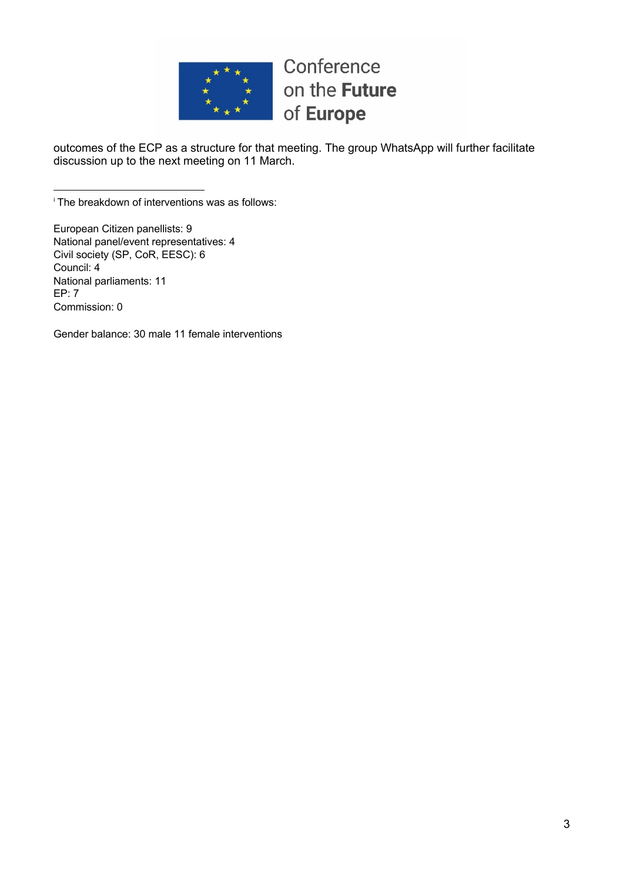outcomes of the ECP as a structure for that meeting. The group WhatsApp will further facilitate discussion up to the next meeting on 11 March.

---

[i] The breakdown of interventions was as follows:

European Citizen panellists: 9
National panel/event representatives: 4
Civil society (SP, CoR, EESC): 6
Council: 4
National parliaments: 11
EP: 7
Commission: 0

Gender balance: 30 male 11 female interventions